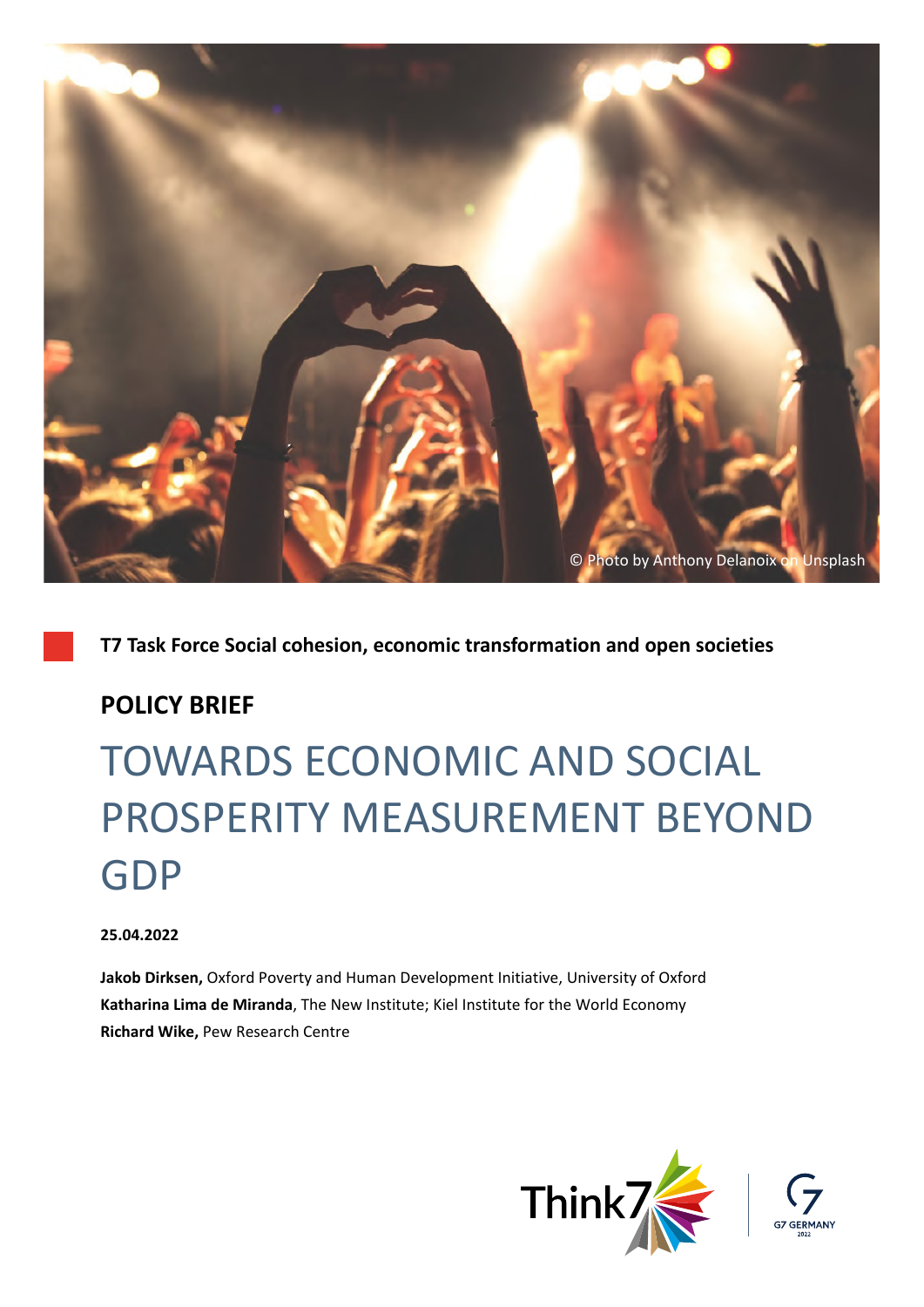© Photo by Anthony Delanoix on Unsplash

**T7 Task Force Social cohesion, economic transformation and open societies**

**POLICY BRIEF**

# TOWARDS ECONOMIC AND SOCIAL PROSPERITY MEASUREMENT BEYOND GDP

**25.04.2022**

**Jakob Dirksen,** Oxford Poverty and Human Development Initiative, University of Oxford
**Katharina Lima de Miranda**, The New Institute; Kiel Institute for the World Economy
**Richard Wike,** Pew Research Centre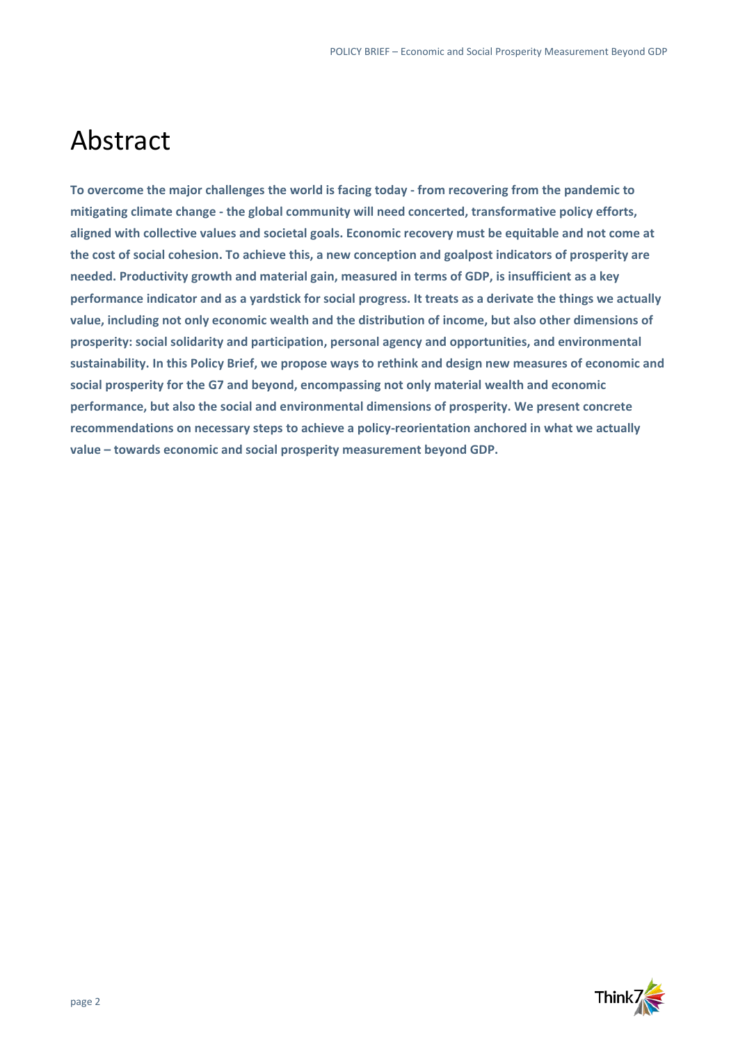# Abstract

**To overcome the major challenges the world is facing today - from recovering from the pandemic to mitigating climate change - the global community will need concerted, transformative policy efforts, aligned with collective values and societal goals. Economic recovery must be equitable and not come at the cost of social cohesion. To achieve this, a new conception and goalpost indicators of prosperity are needed. Productivity growth and material gain, measured in terms of GDP, is insufficient as a key performance indicator and as a yardstick for social progress. It treats as a derivate the things we actually value, including not only economic wealth and the distribution of income, but also other dimensions of prosperity: social solidarity and participation, personal agency and opportunities, and environmental sustainability. In this Policy Brief, we propose ways to rethink and design new measures of economic and social prosperity for the G7 and beyond, encompassing not only material wealth and economic performance, but also the social and environmental dimensions of prosperity. We present concrete recommendations on necessary steps to achieve a policy-reorientation anchored in what we actually value – towards economic and social prosperity measurement beyond GDP.**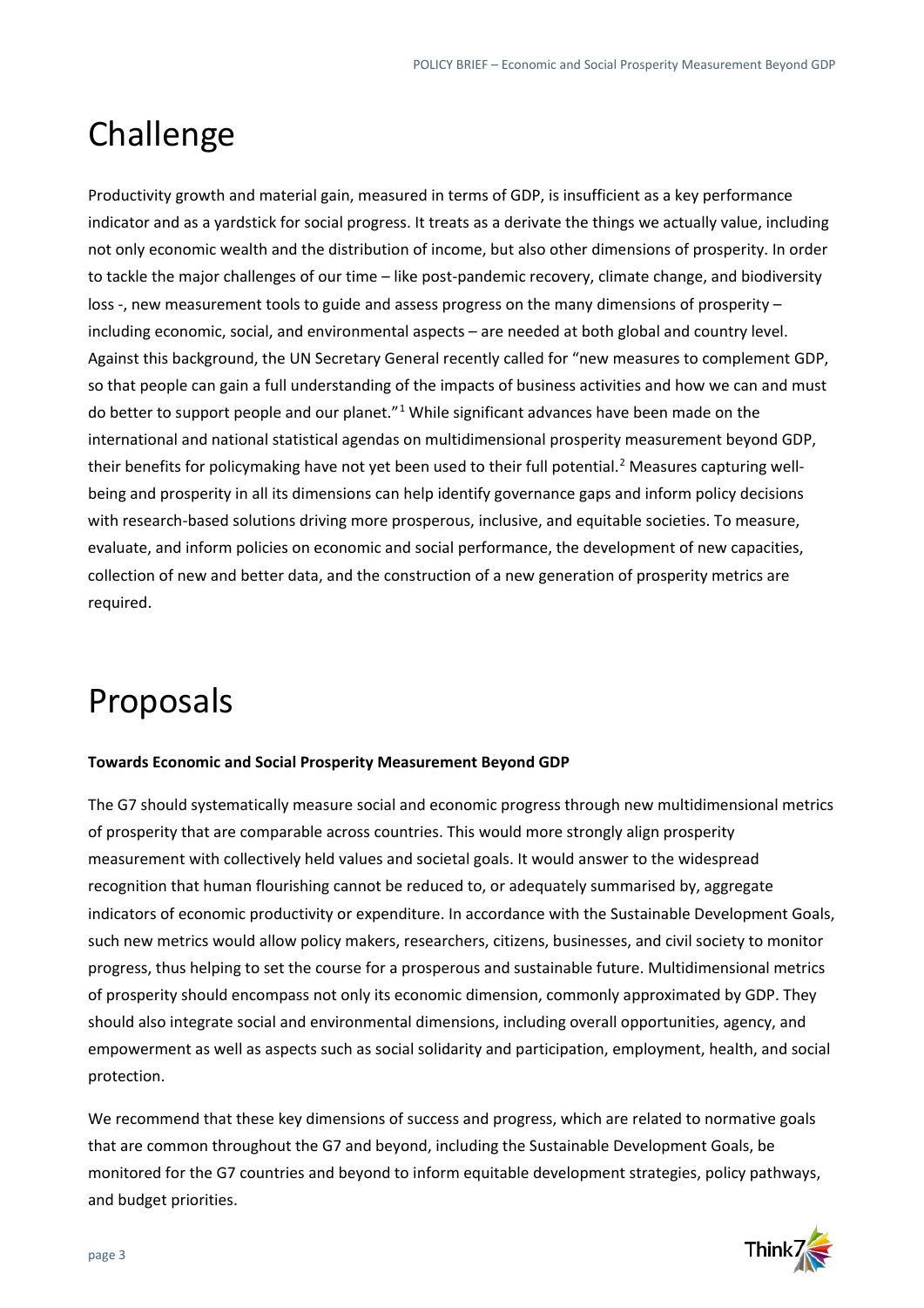# Challenge

Productivity growth and material gain, measured in terms of GDP, is insufficient as a key performance indicator and as a yardstick for social progress. It treats as a derivate the things we actually value, including not only economic wealth and the distribution of income, but also other dimensions of prosperity. In order to tackle the major challenges of our time – like post-pandemic recovery, climate change, and biodiversity loss -, new measurement tools to guide and assess progress on the many dimensions of prosperity – including economic, social, and environmental aspects – are needed at both global and country level. Against this background, the UN Secretary General recently called for "new measures to complement GDP, so that people can gain a full understanding of the impacts of business activities and how we can and must do better to support people and our planet."[1] While significant advances have been made on the international and national statistical agendas on multidimensional prosperity measurement beyond GDP, their benefits for policymaking have not yet been used to their full potential.[2] Measures capturing well-being and prosperity in all its dimensions can help identify governance gaps and inform policy decisions with research-based solutions driving more prosperous, inclusive, and equitable societies. To measure, evaluate, and inform policies on economic and social performance, the development of new capacities, collection of new and better data, and the construction of a new generation of prosperity metrics are required.

# Proposals

**Towards Economic and Social Prosperity Measurement Beyond GDP**

The G7 should systematically measure social and economic progress through new multidimensional metrics of prosperity that are comparable across countries. This would more strongly align prosperity measurement with collectively held values and societal goals. It would answer to the widespread recognition that human flourishing cannot be reduced to, or adequately summarised by, aggregate indicators of economic productivity or expenditure. In accordance with the Sustainable Development Goals, such new metrics would allow policy makers, researchers, citizens, businesses, and civil society to monitor progress, thus helping to set the course for a prosperous and sustainable future. Multidimensional metrics of prosperity should encompass not only its economic dimension, commonly approximated by GDP. They should also integrate social and environmental dimensions, including overall opportunities, agency, and empowerment as well as aspects such as social solidarity and participation, employment, health, and social protection.

We recommend that these key dimensions of success and progress, which are related to normative goals that are common throughout the G7 and beyond, including the Sustainable Development Goals, be monitored for the G7 countries and beyond to inform equitable development strategies, policy pathways, and budget priorities.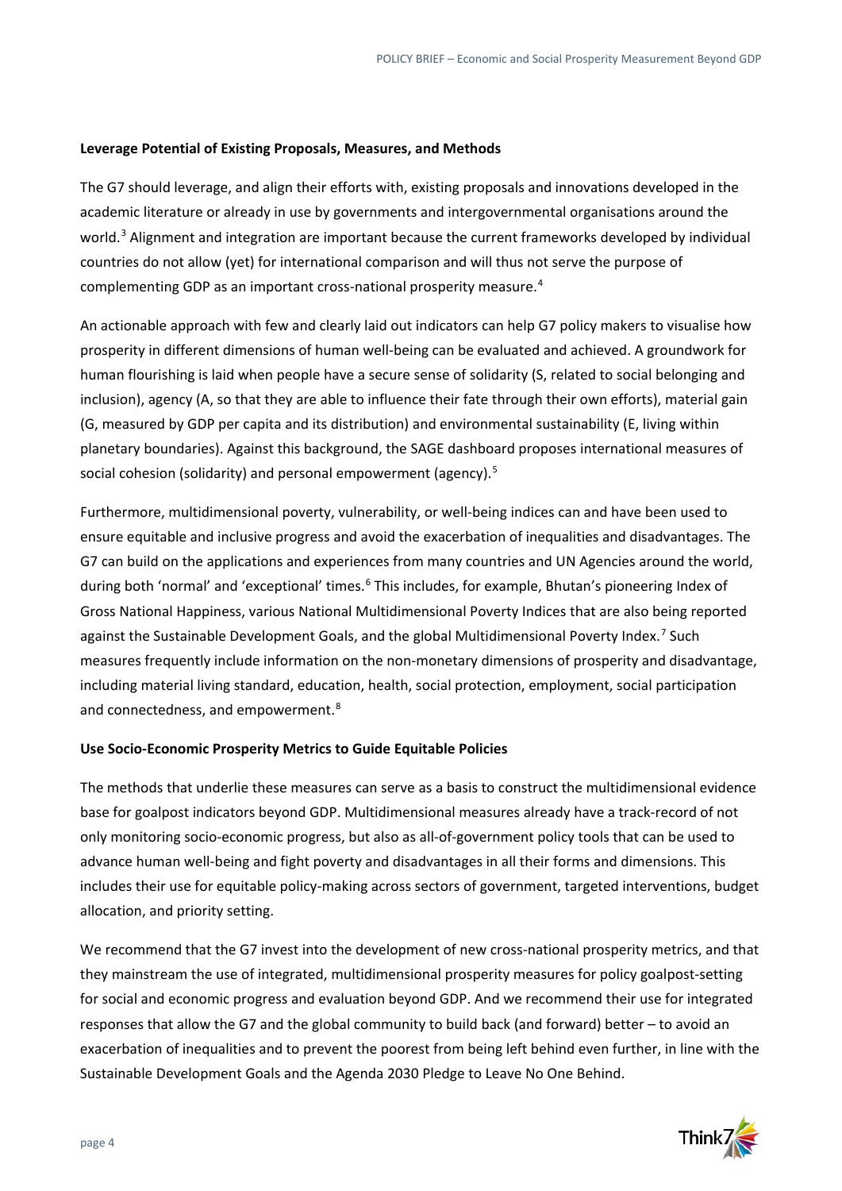**Leverage Potential of Existing Proposals, Measures, and Methods**

The G7 should leverage, and align their efforts with, existing proposals and innovations developed in the academic literature or already in use by governments and intergovernmental organisations around the world.[3] Alignment and integration are important because the current frameworks developed by individual countries do not allow (yet) for international comparison and will thus not serve the purpose of complementing GDP as an important cross-national prosperity measure.[4]

An actionable approach with few and clearly laid out indicators can help G7 policy makers to visualise how prosperity in different dimensions of human well-being can be evaluated and achieved. A groundwork for human flourishing is laid when people have a secure sense of solidarity (S, related to social belonging and inclusion), agency (A, so that they are able to influence their fate through their own efforts), material gain (G, measured by GDP per capita and its distribution) and environmental sustainability (E, living within planetary boundaries). Against this background, the SAGE dashboard proposes international measures of social cohesion (solidarity) and personal empowerment (agency).[5]

Furthermore, multidimensional poverty, vulnerability, or well-being indices can and have been used to ensure equitable and inclusive progress and avoid the exacerbation of inequalities and disadvantages. The G7 can build on the applications and experiences from many countries and UN Agencies around the world, during both 'normal' and 'exceptional' times.[6] This includes, for example, Bhutan's pioneering Index of Gross National Happiness, various National Multidimensional Poverty Indices that are also being reported against the Sustainable Development Goals, and the global Multidimensional Poverty Index.[7] Such measures frequently include information on the non-monetary dimensions of prosperity and disadvantage, including material living standard, education, health, social protection, employment, social participation and connectedness, and empowerment.[8]

**Use Socio-Economic Prosperity Metrics to Guide Equitable Policies**

The methods that underlie these measures can serve as a basis to construct the multidimensional evidence base for goalpost indicators beyond GDP. Multidimensional measures already have a track-record of not only monitoring socio-economic progress, but also as all-of-government policy tools that can be used to advance human well-being and fight poverty and disadvantages in all their forms and dimensions. This includes their use for equitable policy-making across sectors of government, targeted interventions, budget allocation, and priority setting.

We recommend that the G7 invest into the development of new cross-national prosperity metrics, and that they mainstream the use of integrated, multidimensional prosperity measures for policy goalpost-setting for social and economic progress and evaluation beyond GDP. And we recommend their use for integrated responses that allow the G7 and the global community to build back (and forward) better – to avoid an exacerbation of inequalities and to prevent the poorest from being left behind even further, in line with the Sustainable Development Goals and the Agenda 2030 Pledge to Leave No One Behind.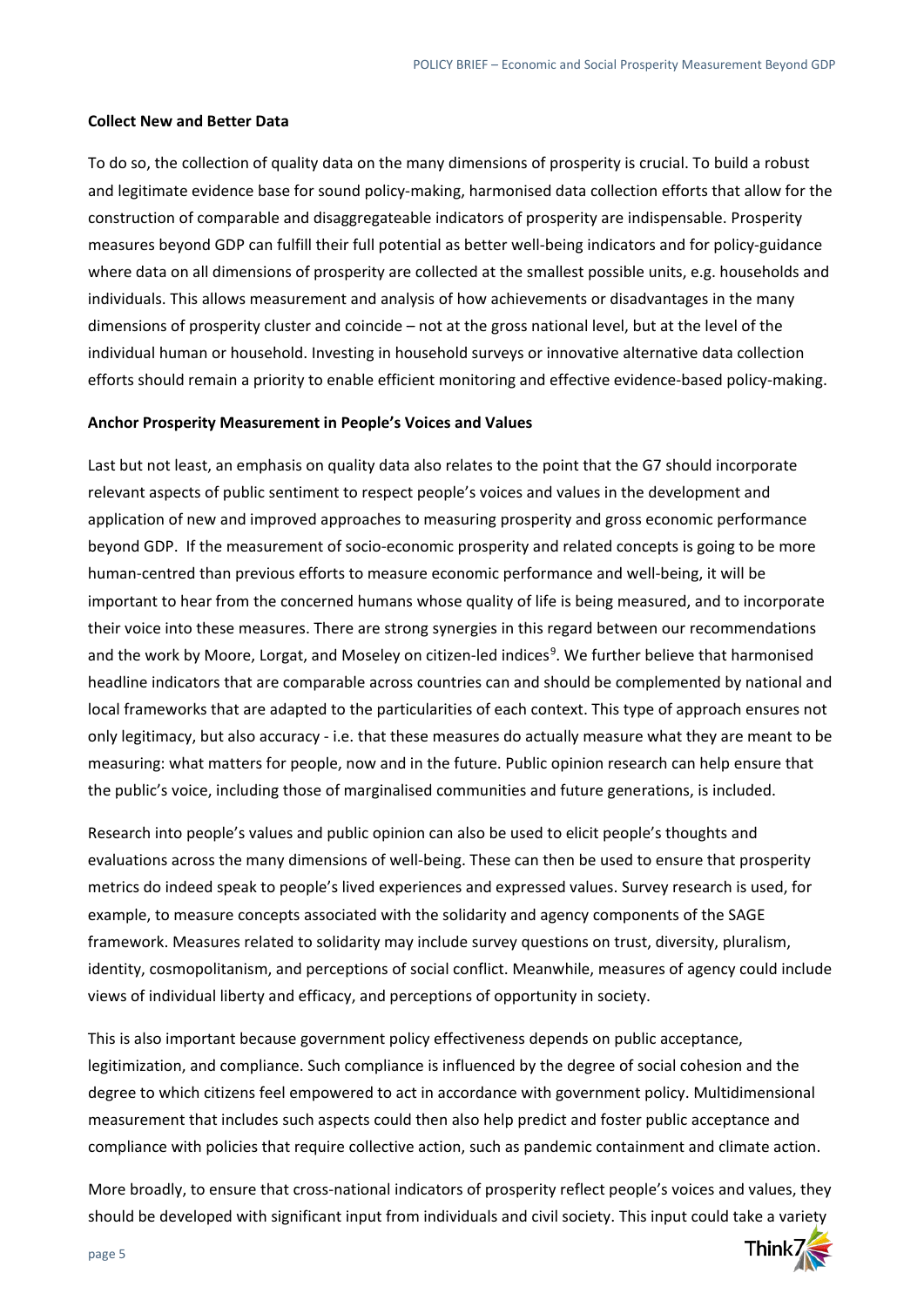#### Collect New and Better Data

To do so, the collection of quality data on the many dimensions of prosperity is crucial. To build a robust and legitimate evidence base for sound policy-making, harmonised data collection efforts that allow for the construction of comparable and disaggregateable indicators of prosperity are indispensable. Prosperity measures beyond GDP can fulfill their full potential as better well-being indicators and for policy-guidance where data on all dimensions of prosperity are collected at the smallest possible units, e.g. households and individuals. This allows measurement and analysis of how achievements or disadvantages in the many dimensions of prosperity cluster and coincide – not at the gross national level, but at the level of the individual human or household. Investing in household surveys or innovative alternative data collection efforts should remain a priority to enable efficient monitoring and effective evidence-based policy-making.

#### Anchor Prosperity Measurement in People's Voices and Values

Last but not least, an emphasis on quality data also relates to the point that the G7 should incorporate relevant aspects of public sentiment to respect people's voices and values in the development and application of new and improved approaches to measuring prosperity and gross economic performance beyond GDP. If the measurement of socio-economic prosperity and related concepts is going to be more human-centred than previous efforts to measure economic performance and well-being, it will be important to hear from the concerned humans whose quality of life is being measured, and to incorporate their voice into these measures. There are strong synergies in this regard between our recommendations and the work by Moore, Lorgat, and Moseley on citizen-led indices[9]. We further believe that harmonised headline indicators that are comparable across countries can and should be complemented by national and local frameworks that are adapted to the particularities of each context. This type of approach ensures not only legitimacy, but also accuracy - i.e. that these measures do actually measure what they are meant to be measuring: what matters for people, now and in the future. Public opinion research can help ensure that the public's voice, including those of marginalised communities and future generations, is included.

Research into people's values and public opinion can also be used to elicit people's thoughts and evaluations across the many dimensions of well-being. These can then be used to ensure that prosperity metrics do indeed speak to people's lived experiences and expressed values. Survey research is used, for example, to measure concepts associated with the solidarity and agency components of the SAGE framework. Measures related to solidarity may include survey questions on trust, diversity, pluralism, identity, cosmopolitanism, and perceptions of social conflict. Meanwhile, measures of agency could include views of individual liberty and efficacy, and perceptions of opportunity in society.

This is also important because government policy effectiveness depends on public acceptance, legitimization, and compliance. Such compliance is influenced by the degree of social cohesion and the degree to which citizens feel empowered to act in accordance with government policy. Multidimensional measurement that includes such aspects could then also help predict and foster public acceptance and compliance with policies that require collective action, such as pandemic containment and climate action.

More broadly, to ensure that cross-national indicators of prosperity reflect people's voices and values, they should be developed with significant input from individuals and civil society. This input could take a variety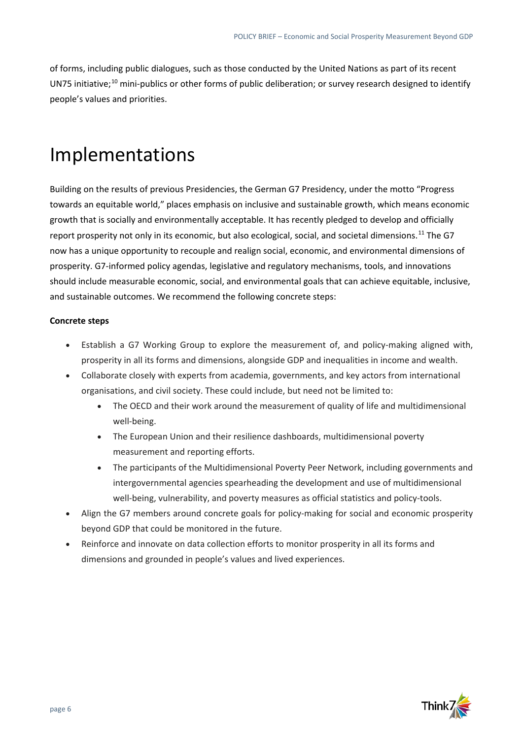of forms, including public dialogues, such as those conducted by the United Nations as part of its recent UN75 initiative;[10] mini-publics or other forms of public deliberation; or survey research designed to identify people's values and priorities.

# Implementations

Building on the results of previous Presidencies, the German G7 Presidency, under the motto "Progress towards an equitable world," places emphasis on inclusive and sustainable growth, which means economic growth that is socially and environmentally acceptable. It has recently pledged to develop and officially report prosperity not only in its economic, but also ecological, social, and societal dimensions.[11] The G7 now has a unique opportunity to recouple and realign social, economic, and environmental dimensions of prosperity. G7-informed policy agendas, legislative and regulatory mechanisms, tools, and innovations should include measurable economic, social, and environmental goals that can achieve equitable, inclusive, and sustainable outcomes. We recommend the following concrete steps:

**Concrete steps**

- Establish a G7 Working Group to explore the measurement of, and policy-making aligned with, prosperity in all its forms and dimensions, alongside GDP and inequalities in income and wealth.
- Collaborate closely with experts from academia, governments, and key actors from international organisations, and civil society. These could include, but need not be limited to:
  - The OECD and their work around the measurement of quality of life and multidimensional well-being.
  - The European Union and their resilience dashboards, multidimensional poverty measurement and reporting efforts.
  - The participants of the Multidimensional Poverty Peer Network, including governments and intergovernmental agencies spearheading the development and use of multidimensional well-being, vulnerability, and poverty measures as official statistics and policy-tools.
- Align the G7 members around concrete goals for policy-making for social and economic prosperity beyond GDP that could be monitored in the future.
- Reinforce and innovate on data collection efforts to monitor prosperity in all its forms and dimensions and grounded in people's values and lived experiences.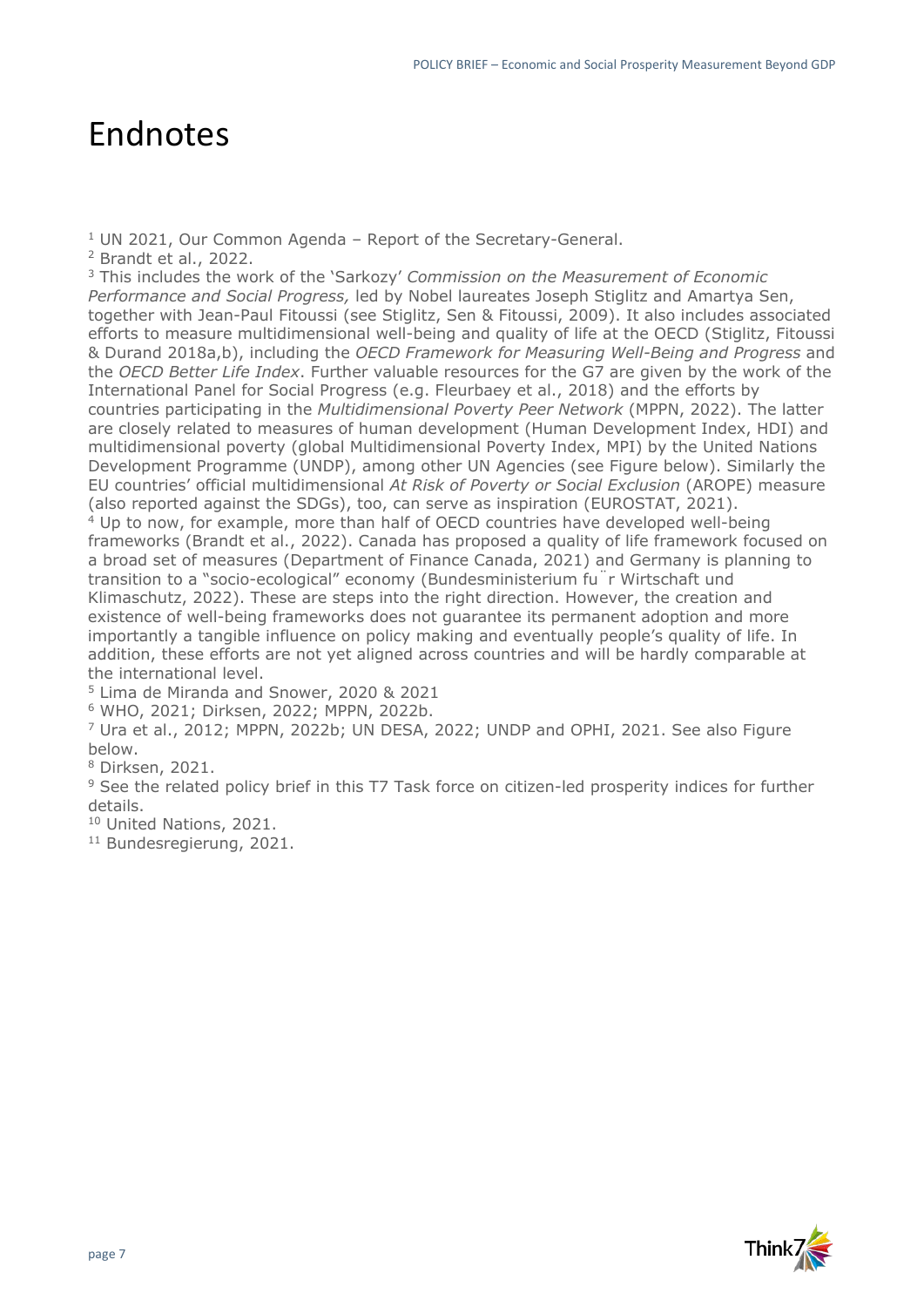# Endnotes

[1] UN 2021, Our Common Agenda – Report of the Secretary-General.

[2] Brandt et al., 2022.

[3] This includes the work of the 'Sarkozy' *Commission on the Measurement of Economic Performance and Social Progress,* led by Nobel laureates Joseph Stiglitz and Amartya Sen, together with Jean-Paul Fitoussi (see Stiglitz, Sen & Fitoussi, 2009). It also includes associated efforts to measure multidimensional well-being and quality of life at the OECD (Stiglitz, Fitoussi & Durand 2018a,b), including the *OECD Framework for Measuring Well-Being and Progress* and the *OECD Better Life Index*. Further valuable resources for the G7 are given by the work of the International Panel for Social Progress (e.g. Fleurbaey et al., 2018) and the efforts by countries participating in the *Multidimensional Poverty Peer Network* (MPPN, 2022). The latter are closely related to measures of human development (Human Development Index, HDI) and multidimensional poverty (global Multidimensional Poverty Index, MPI) by the United Nations Development Programme (UNDP), among other UN Agencies (see Figure below). Similarly the EU countries' official multidimensional *At Risk of Poverty or Social Exclusion* (AROPE) measure (also reported against the SDGs), too, can serve as inspiration (EUROSTAT, 2021).

[4] Up to now, for example, more than half of OECD countries have developed well-being frameworks (Brandt et al., 2022). Canada has proposed a quality of life framework focused on a broad set of measures (Department of Finance Canada, 2021) and Germany is planning to transition to a "socio-ecological" economy (Bundesministerium für Wirtschaft und Klimaschutz, 2022). These are steps into the right direction. However, the creation and existence of well-being frameworks does not guarantee its permanent adoption and more importantly a tangible influence on policy making and eventually people's quality of life. In addition, these efforts are not yet aligned across countries and will be hardly comparable at the international level.

[5] Lima de Miranda and Snower, 2020 & 2021

[6] WHO, 2021; Dirksen, 2022; MPPN, 2022b.

[7] Ura et al., 2012; MPPN, 2022b; UN DESA, 2022; UNDP and OPHI, 2021. See also Figure below.

[8] Dirksen, 2021.

[9] See the related policy brief in this T7 Task force on citizen-led prosperity indices for further details.

[10] United Nations, 2021.

[11] Bundesregierung, 2021.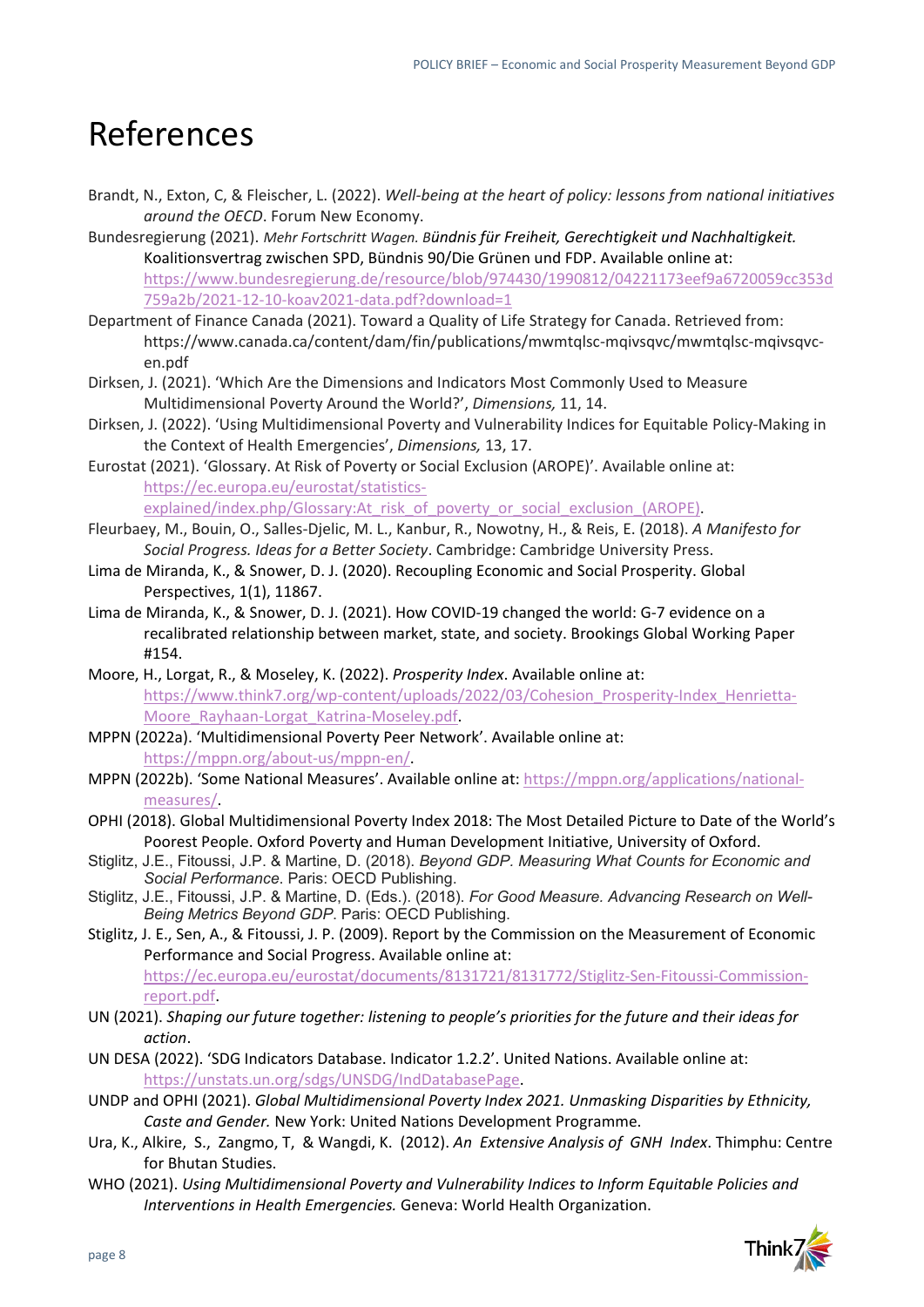# References

Brandt, N., Exton, C, & Fleischer, L. (2022). *Well-being at the heart of policy: lessons from national initiatives around the OECD*. Forum New Economy.

Bundesregierung (2021). *Mehr Fortschritt Wagen. Bündnis für Freiheit, Gerechtigkeit und Nachhaltigkeit.* Koalitionsvertrag zwischen SPD, Bündnis 90/Die Grünen und FDP. Available online at: https://www.bundesregierung.de/resource/blob/974430/1990812/04221173eef9a6720059cc353d759a2b/2021-12-10-koav2021-data.pdf?download=1

Department of Finance Canada (2021). Toward a Quality of Life Strategy for Canada. Retrieved from: https://www.canada.ca/content/dam/fin/publications/mwmtqlsc-mqivsqvc/mwmtqlsc-mqivsqvc-en.pdf

Dirksen, J. (2021). 'Which Are the Dimensions and Indicators Most Commonly Used to Measure Multidimensional Poverty Around the World?', *Dimensions,* 11, 14.

Dirksen, J. (2022). 'Using Multidimensional Poverty and Vulnerability Indices for Equitable Policy-Making in the Context of Health Emergencies', *Dimensions,* 13, 17.

Eurostat (2021). 'Glossary. At Risk of Poverty or Social Exclusion (AROPE)'. Available online at: https://ec.europa.eu/eurostat/statistics-explained/index.php/Glossary:At_risk_of_poverty_or_social_exclusion_(AROPE).

Fleurbaey, M., Bouin, O., Salles-Djelic, M. L., Kanbur, R., Nowotny, H., & Reis, E. (2018). *A Manifesto for Social Progress. Ideas for a Better Society*. Cambridge: Cambridge University Press.

Lima de Miranda, K., & Snower, D. J. (2020). Recoupling Economic and Social Prosperity. Global Perspectives, 1(1), 11867.

Lima de Miranda, K., & Snower, D. J. (2021). How COVID-19 changed the world: G-7 evidence on a recalibrated relationship between market, state, and society. Brookings Global Working Paper #154.

Moore, H., Lorgat, R., & Moseley, K. (2022). *Prosperity Index*. Available online at: https://www.think7.org/wp-content/uploads/2022/03/Cohesion_Prosperity-Index_Henrietta-Moore_Rayhaan-Lorgat_Katrina-Moseley.pdf.

MPPN (2022a). 'Multidimensional Poverty Peer Network'. Available online at: https://mppn.org/about-us/mppn-en/.

MPPN (2022b). 'Some National Measures'. Available online at: https://mppn.org/applications/national-measures/.

OPHI (2018). Global Multidimensional Poverty Index 2018: The Most Detailed Picture to Date of the World's Poorest People. Oxford Poverty and Human Development Initiative, University of Oxford.

Stiglitz, J.E., Fitoussi, J.P. & Martine, D. (2018). *Beyond GDP. Measuring What Counts for Economic and Social Performance.* Paris: OECD Publishing.

Stiglitz, J.E., Fitoussi, J.P. & Martine, D. (Eds.). (2018). *For Good Measure. Advancing Research on Well-Being Metrics Beyond GDP.* Paris: OECD Publishing.

Stiglitz, J. E., Sen, A., & Fitoussi, J. P. (2009). Report by the Commission on the Measurement of Economic Performance and Social Progress. Available online at: https://ec.europa.eu/eurostat/documents/8131721/8131772/Stiglitz-Sen-Fitoussi-Commission-report.pdf.

UN (2021). *Shaping our future together: listening to people's priorities for the future and their ideas for action*.

UN DESA (2022). 'SDG Indicators Database. Indicator 1.2.2'. United Nations. Available online at: https://unstats.un.org/sdgs/UNSDG/IndDatabasePage.

UNDP and OPHI (2021). *Global Multidimensional Poverty Index 2021. Unmasking Disparities by Ethnicity, Caste and Gender.* New York: United Nations Development Programme.

Ura, K., Alkire, S., Zangmo, T, & Wangdi, K. (2012). *An Extensive Analysis of GNH Index*. Thimphu: Centre for Bhutan Studies.

WHO (2021). *Using Multidimensional Poverty and Vulnerability Indices to Inform Equitable Policies and Interventions in Health Emergencies.* Geneva: World Health Organization.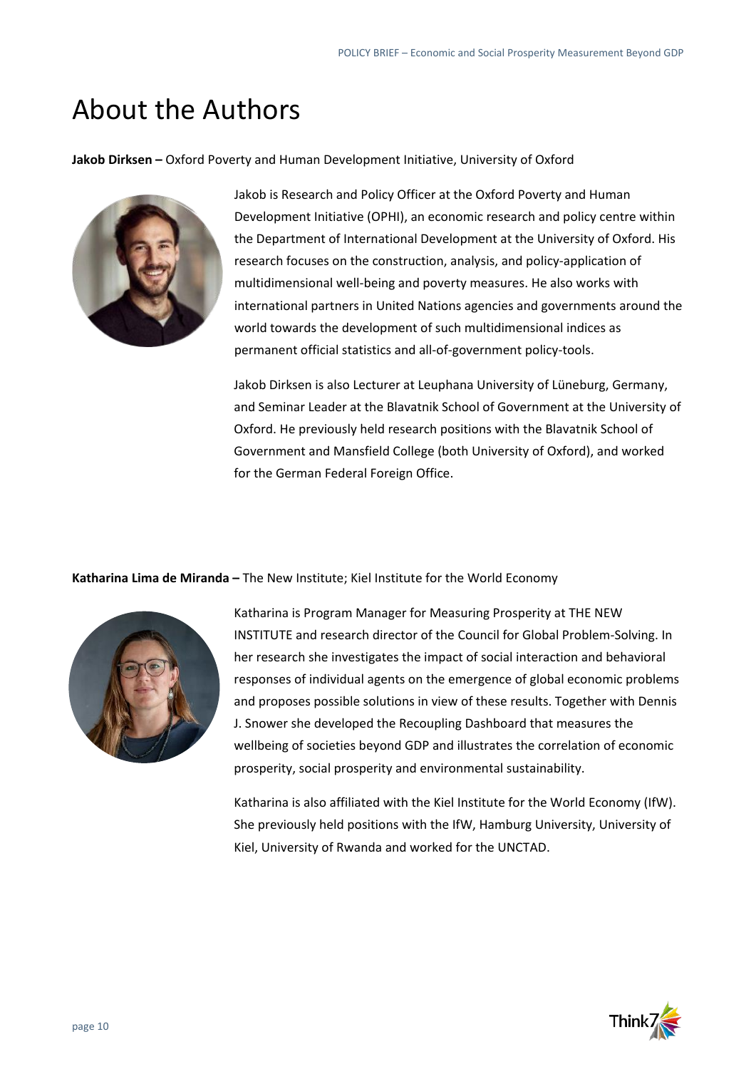# About the Authors

**Jakob Dirksen –** Oxford Poverty and Human Development Initiative, University of Oxford

Jakob is Research and Policy Officer at the Oxford Poverty and Human Development Initiative (OPHI), an economic research and policy centre within the Department of International Development at the University of Oxford. His research focuses on the construction, analysis, and policy-application of multidimensional well-being and poverty measures. He also works with international partners in United Nations agencies and governments around the world towards the development of such multidimensional indices as permanent official statistics and all-of-government policy-tools.

Jakob Dirksen is also Lecturer at Leuphana University of Lüneburg, Germany, and Seminar Leader at the Blavatnik School of Government at the University of Oxford. He previously held research positions with the Blavatnik School of Government and Mansfield College (both University of Oxford), and worked for the German Federal Foreign Office.

**Katharina Lima de Miranda –** The New Institute; Kiel Institute for the World Economy

Katharina is Program Manager for Measuring Prosperity at THE NEW INSTITUTE and research director of the Council for Global Problem-Solving. In her research she investigates the impact of social interaction and behavioral responses of individual agents on the emergence of global economic problems and proposes possible solutions in view of these results. Together with Dennis J. Snower she developed the Recoupling Dashboard that measures the wellbeing of societies beyond GDP and illustrates the correlation of economic prosperity, social prosperity and environmental sustainability.

Katharina is also affiliated with the Kiel Institute for the World Economy (IfW). She previously held positions with the IfW, Hamburg University, University of Kiel, University of Rwanda and worked for the UNCTAD.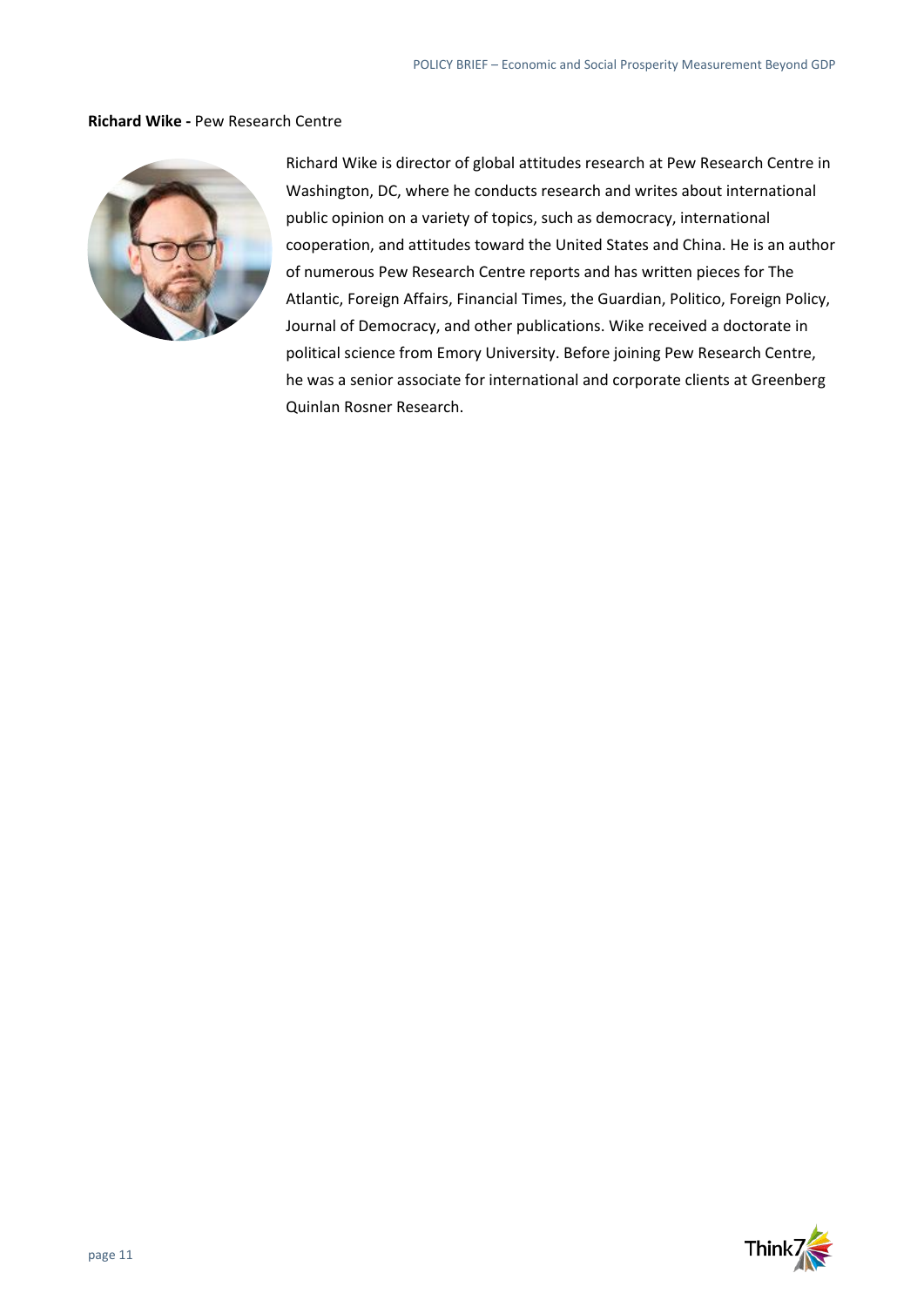**Richard Wike -** Pew Research Centre

Richard Wike is director of global attitudes research at Pew Research Centre in Washington, DC, where he conducts research and writes about international public opinion on a variety of topics, such as democracy, international cooperation, and attitudes toward the United States and China. He is an author of numerous Pew Research Centre reports and has written pieces for The Atlantic, Foreign Affairs, Financial Times, the Guardian, Politico, Foreign Policy, Journal of Democracy, and other publications. Wike received a doctorate in political science from Emory University. Before joining Pew Research Centre, he was a senior associate for international and corporate clients at Greenberg Quinlan Rosner Research.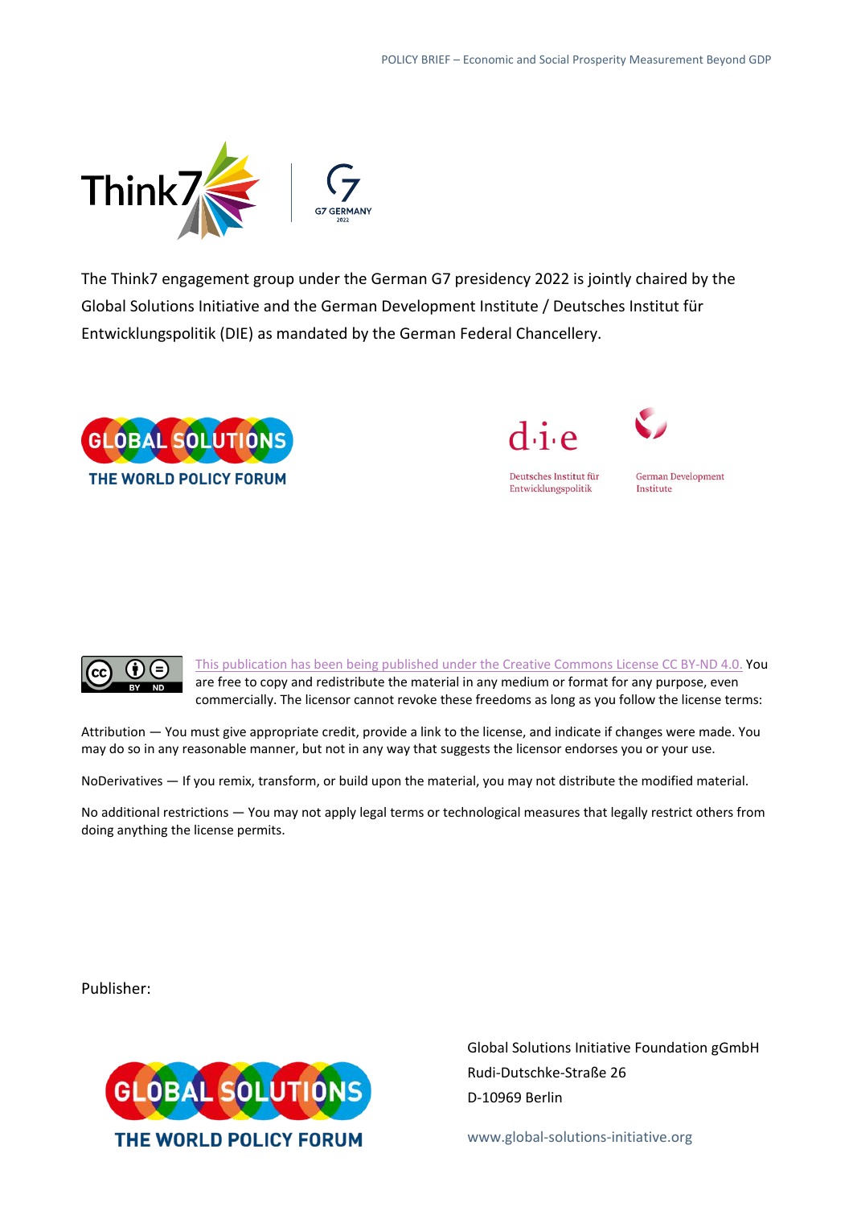The Think7 engagement group under the German G7 presidency 2022 is jointly chaired by the Global Solutions Initiative and the German Development Institute / Deutsches Institut für Entwicklungspolitik (DIE) as mandated by the German Federal Chancellery.

This publication has been being published under the Creative Commons License CC BY-ND 4.0. You are free to copy and redistribute the material in any medium or format for any purpose, even commercially. The licensor cannot revoke these freedoms as long as you follow the license terms:

Attribution — You must give appropriate credit, provide a link to the license, and indicate if changes were made. You may do so in any reasonable manner, but not in any way that suggests the licensor endorses you or your use.

NoDerivatives — If you remix, transform, or build upon the material, you may not distribute the modified material.

No additional restrictions — You may not apply legal terms or technological measures that legally restrict others from doing anything the license permits.

Publisher:

Global Solutions Initiative Foundation gGmbH
Rudi-Dutschke-Straße 26
D-10969 Berlin

www.global-solutions-initiative.org